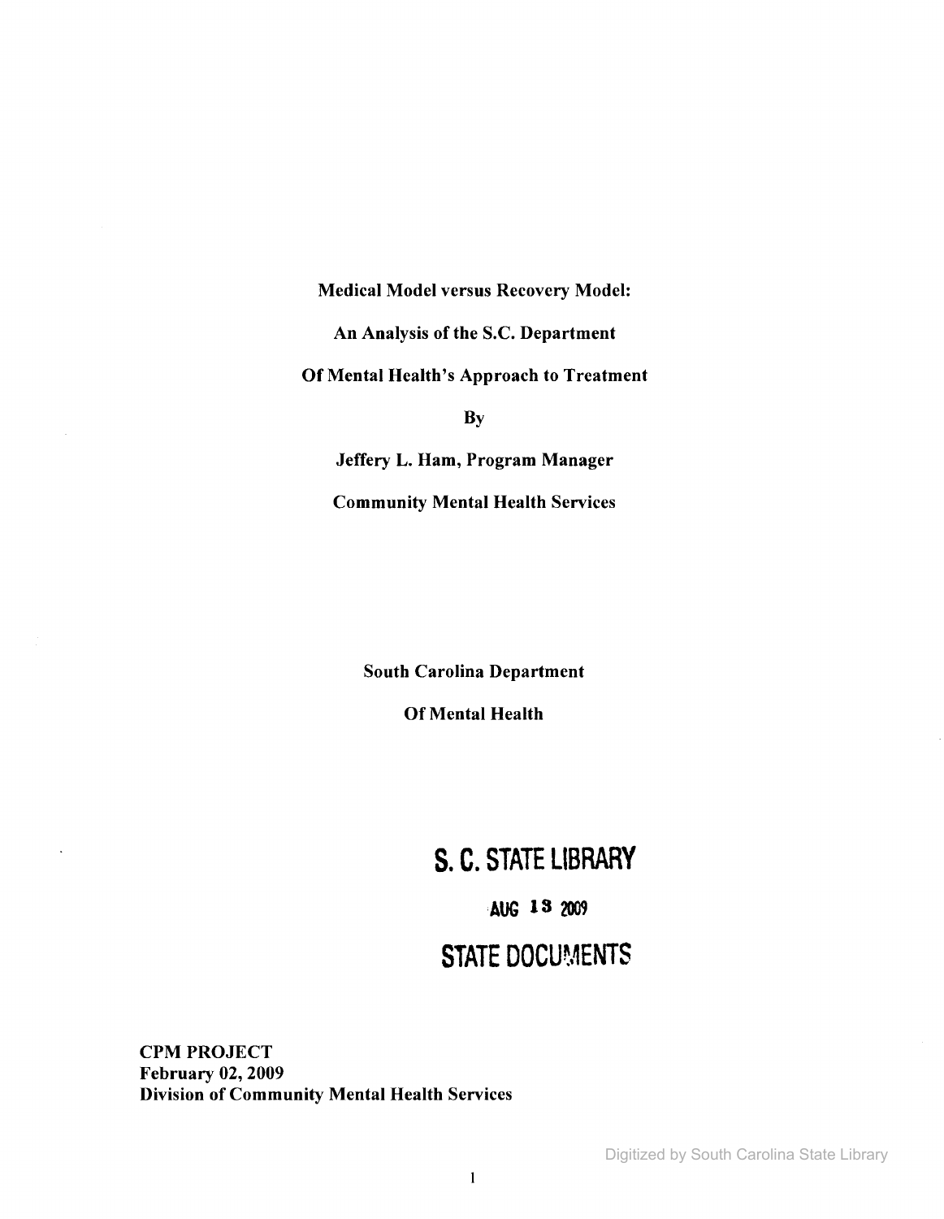**Medical Model versus Recovery Model:**

**An Analysis of the S.C. Department**

**Of Mental Health's Approach to Treatment**

**By**

**Jeffery L. Ham, Program Manager**

**Community Mental Health Services**

**South Carolina Department**

**Of Mental Health**

S. C. STATE LIBRARY

AUG 13 2009

STATE DOCUMENTS

**CPM PROJECT**
**February 02, 2009**
**Division of Community Mental Health Services**

Digitized by South Carolina State Library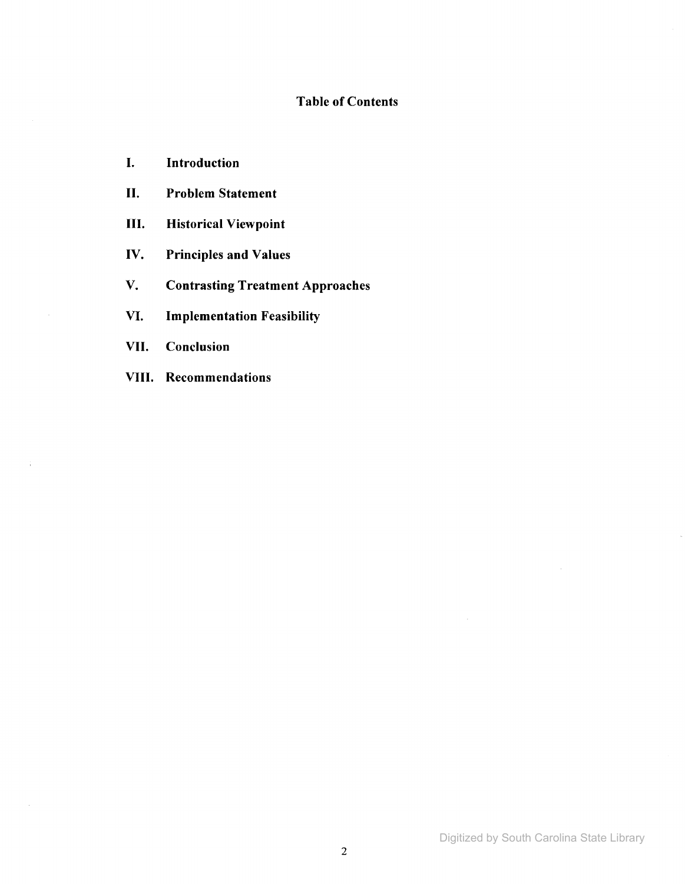## Table of Contents

I. Introduction

II. Problem Statement

III. Historical Viewpoint

IV. Principles and Values

V. Contrasting Treatment Approaches

VI. Implementation Feasibility

VII. Conclusion

VIII. Recommendations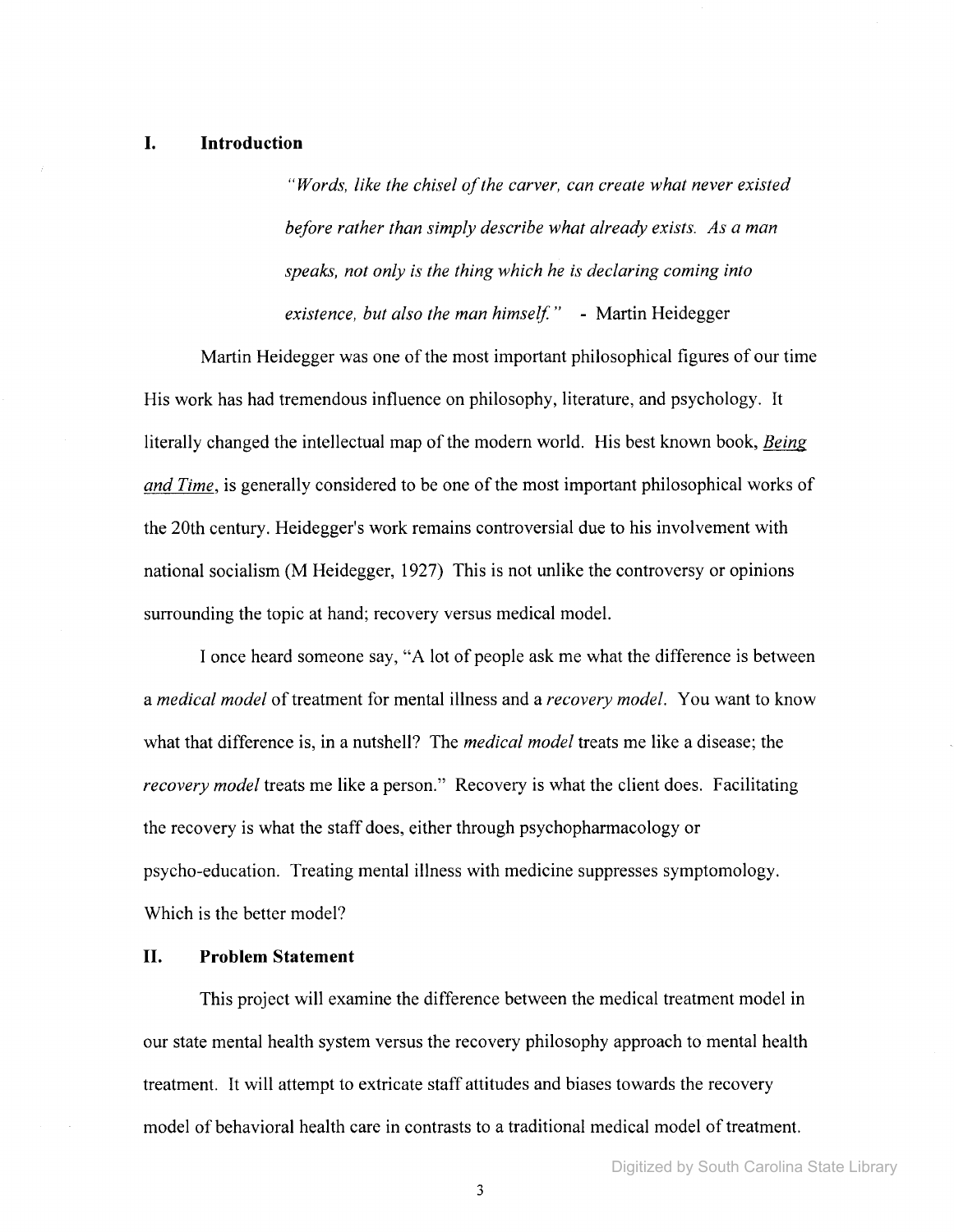## I. Introduction

> *"Words, like the chisel of the carver, can create what never existed before rather than simply describe what already exists. As a man speaks, not only is the thing which he is declaring coming into existence, but also the man himself."* - Martin Heidegger

Martin Heidegger was one of the most important philosophical figures of our time His work has had tremendous influence on philosophy, literature, and psychology. It literally changed the intellectual map of the modern world. His best known book, Being and Time, is generally considered to be one of the most important philosophical works of the 20th century. Heidegger's work remains controversial due to his involvement with national socialism (M Heidegger, 1927) This is not unlike the controversy or opinions surrounding the topic at hand; recovery versus medical model.

I once heard someone say, "A lot of people ask me what the difference is between a *medical model* of treatment for mental illness and a *recovery model*. You want to know what that difference is, in a nutshell? The *medical model* treats me like a disease; the *recovery model* treats me like a person." Recovery is what the client does. Facilitating the recovery is what the staff does, either through psychopharmacology or psycho-education. Treating mental illness with medicine suppresses symptomology. Which is the better model?

## II. Problem Statement

This project will examine the difference between the medical treatment model in our state mental health system versus the recovery philosophy approach to mental health treatment. It will attempt to extricate staff attitudes and biases towards the recovery model of behavioral health care in contrasts to a traditional medical model of treatment.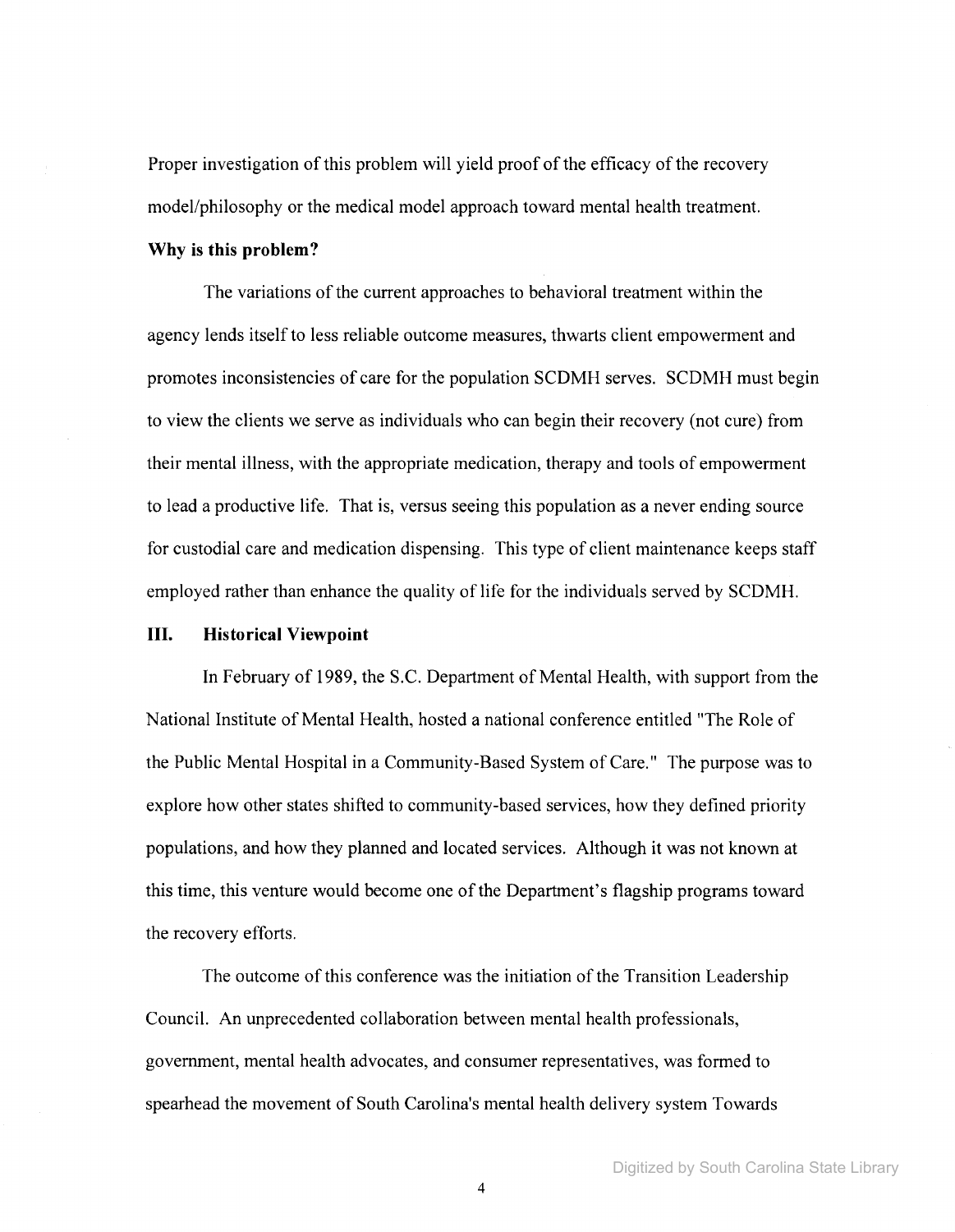Proper investigation of this problem will yield proof of the efficacy of the recovery model/philosophy or the medical model approach toward mental health treatment.

**Why is this problem?**

The variations of the current approaches to behavioral treatment within the agency lends itself to less reliable outcome measures, thwarts client empowerment and promotes inconsistencies of care for the population SCDMH serves. SCDMH must begin to view the clients we serve as individuals who can begin their recovery (not cure) from their mental illness, with the appropriate medication, therapy and tools of empowerment to lead a productive life. That is, versus seeing this population as a never ending source for custodial care and medication dispensing. This type of client maintenance keeps staff employed rather than enhance the quality of life for the individuals served by SCDMH.

## III. Historical Viewpoint

In February of 1989, the S.C. Department of Mental Health, with support from the National Institute of Mental Health, hosted a national conference entitled "The Role of the Public Mental Hospital in a Community-Based System of Care." The purpose was to explore how other states shifted to community-based services, how they defined priority populations, and how they planned and located services. Although it was not known at this time, this venture would become one of the Department's flagship programs toward the recovery efforts.

The outcome of this conference was the initiation of the Transition Leadership Council. An unprecedented collaboration between mental health professionals, government, mental health advocates, and consumer representatives, was formed to spearhead the movement of South Carolina's mental health delivery system Towards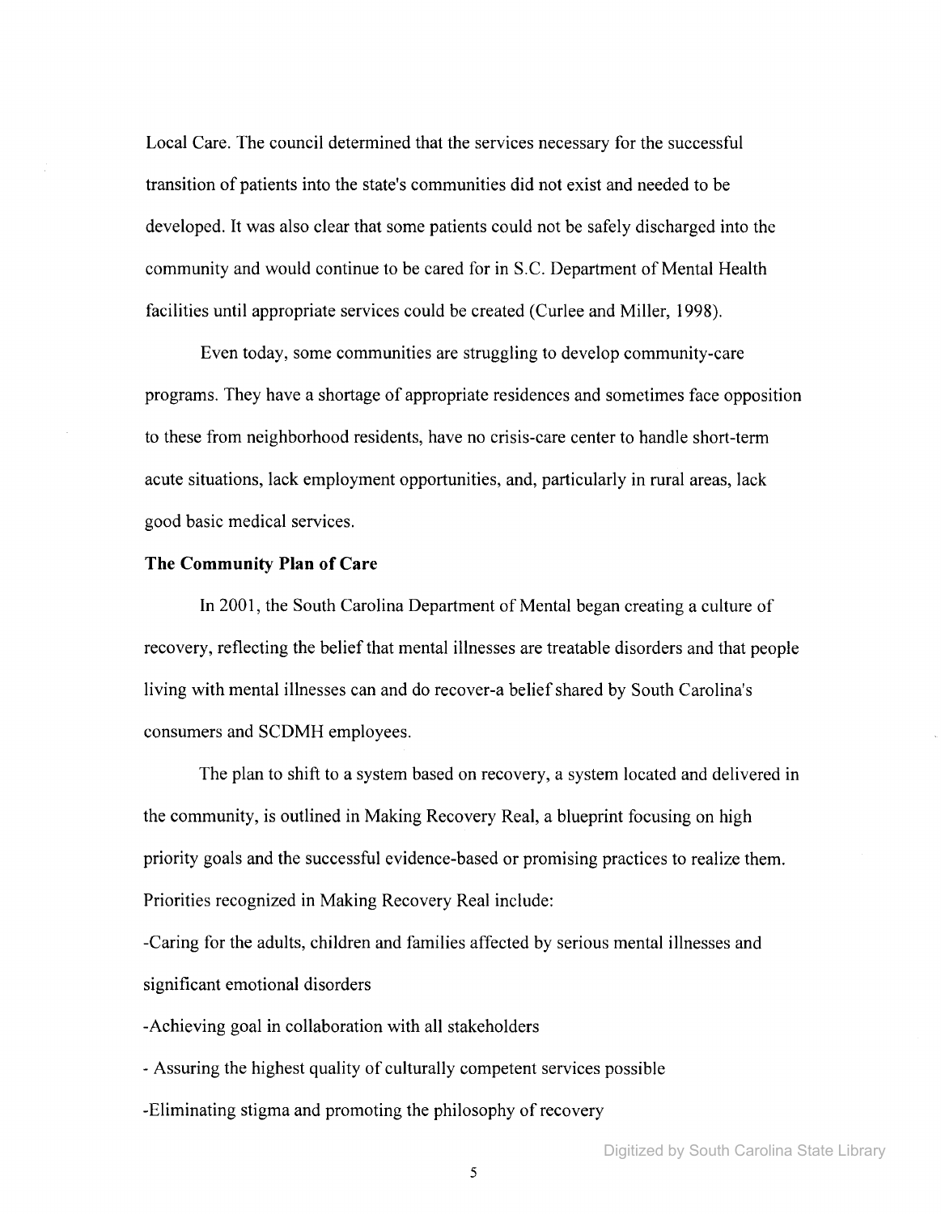Local Care. The council determined that the services necessary for the successful transition of patients into the state's communities did not exist and needed to be developed. It was also clear that some patients could not be safely discharged into the community and would continue to be cared for in S.C. Department of Mental Health facilities until appropriate services could be created (Curlee and Miller, 1998).

Even today, some communities are struggling to develop community-care programs. They have a shortage of appropriate residences and sometimes face opposition to these from neighborhood residents, have no crisis-care center to handle short-term acute situations, lack employment opportunities, and, particularly in rural areas, lack good basic medical services.

**The Community Plan of Care**

In 2001, the South Carolina Department of Mental began creating a culture of recovery, reflecting the belief that mental illnesses are treatable disorders and that people living with mental illnesses can and do recover-a belief shared by South Carolina's consumers and SCDMH employees.

The plan to shift to a system based on recovery, a system located and delivered in the community, is outlined in Making Recovery Real, a blueprint focusing on high priority goals and the successful evidence-based or promising practices to realize them. Priorities recognized in Making Recovery Real include:

-Caring for the adults, children and families affected by serious mental illnesses and significant emotional disorders

-Achieving goal in collaboration with all stakeholders

- Assuring the highest quality of culturally competent services possible

-Eliminating stigma and promoting the philosophy of recovery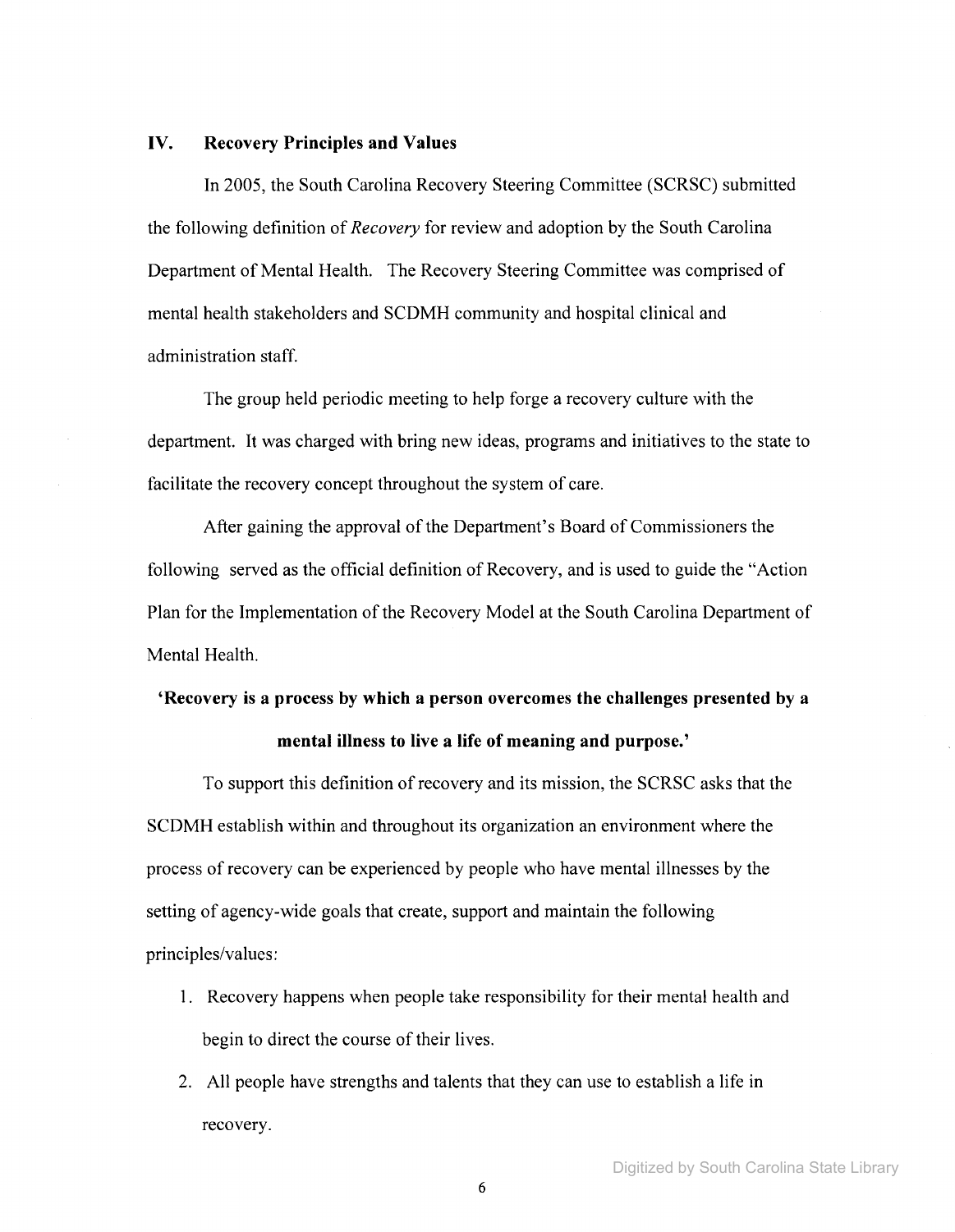## IV. Recovery Principles and Values

In 2005, the South Carolina Recovery Steering Committee (SCRSC) submitted the following definition of *Recovery* for review and adoption by the South Carolina Department of Mental Health. The Recovery Steering Committee was comprised of mental health stakeholders and SCDMH community and hospital clinical and administration staff.

The group held periodic meeting to help forge a recovery culture with the department. It was charged with bring new ideas, programs and initiatives to the state to facilitate the recovery concept throughout the system of care.

After gaining the approval of the Department's Board of Commissioners the following served as the official definition of Recovery, and is used to guide the "Action Plan for the Implementation of the Recovery Model at the South Carolina Department of Mental Health.

**'Recovery is a process by which a person overcomes the challenges presented by a mental illness to live a life of meaning and purpose.'**

To support this definition of recovery and its mission, the SCRSC asks that the SCDMH establish within and throughout its organization an environment where the process of recovery can be experienced by people who have mental illnesses by the setting of agency-wide goals that create, support and maintain the following principles/values:

1. Recovery happens when people take responsibility for their mental health and begin to direct the course of their lives.
2. All people have strengths and talents that they can use to establish a life in recovery.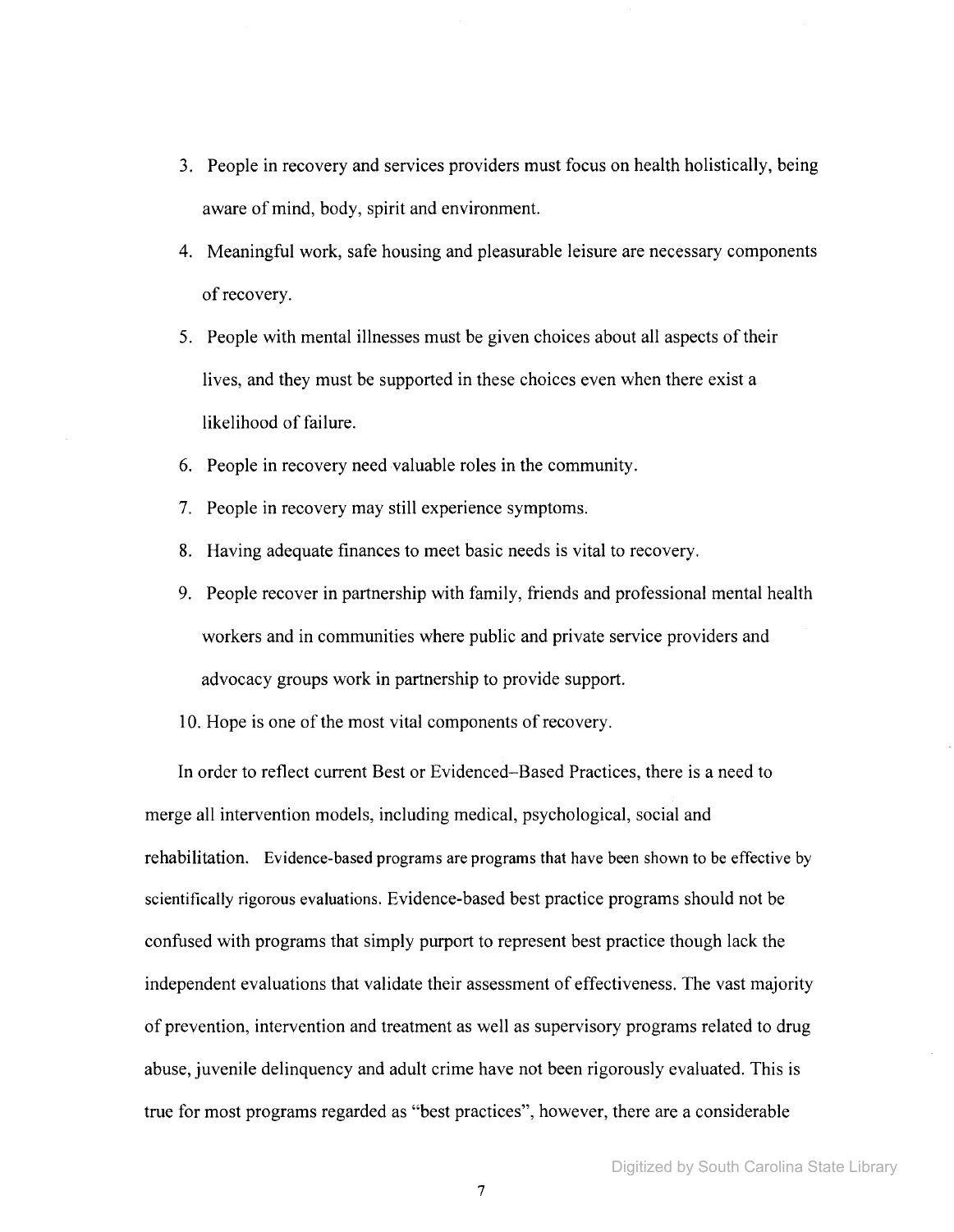3. People in recovery and services providers must focus on health holistically, being aware of mind, body, spirit and environment.
4. Meaningful work, safe housing and pleasurable leisure are necessary components of recovery.
5. People with mental illnesses must be given choices about all aspects of their lives, and they must be supported in these choices even when there exist a likelihood of failure.
6. People in recovery need valuable roles in the community.
7. People in recovery may still experience symptoms.
8. Having adequate finances to meet basic needs is vital to recovery.
9. People recover in partnership with family, friends and professional mental health workers and in communities where public and private service providers and advocacy groups work in partnership to provide support.
10. Hope is one of the most vital components of recovery.

In order to reflect current Best or Evidenced–Based Practices, there is a need to merge all intervention models, including medical, psychological, social and rehabilitation. Evidence-based programs are programs that have been shown to be effective by scientifically rigorous evaluations. Evidence-based best practice programs should not be confused with programs that simply purport to represent best practice though lack the independent evaluations that validate their assessment of effectiveness. The vast majority of prevention, intervention and treatment as well as supervisory programs related to drug abuse, juvenile delinquency and adult crime have not been rigorously evaluated. This is true for most programs regarded as "best practices", however, there are a considerable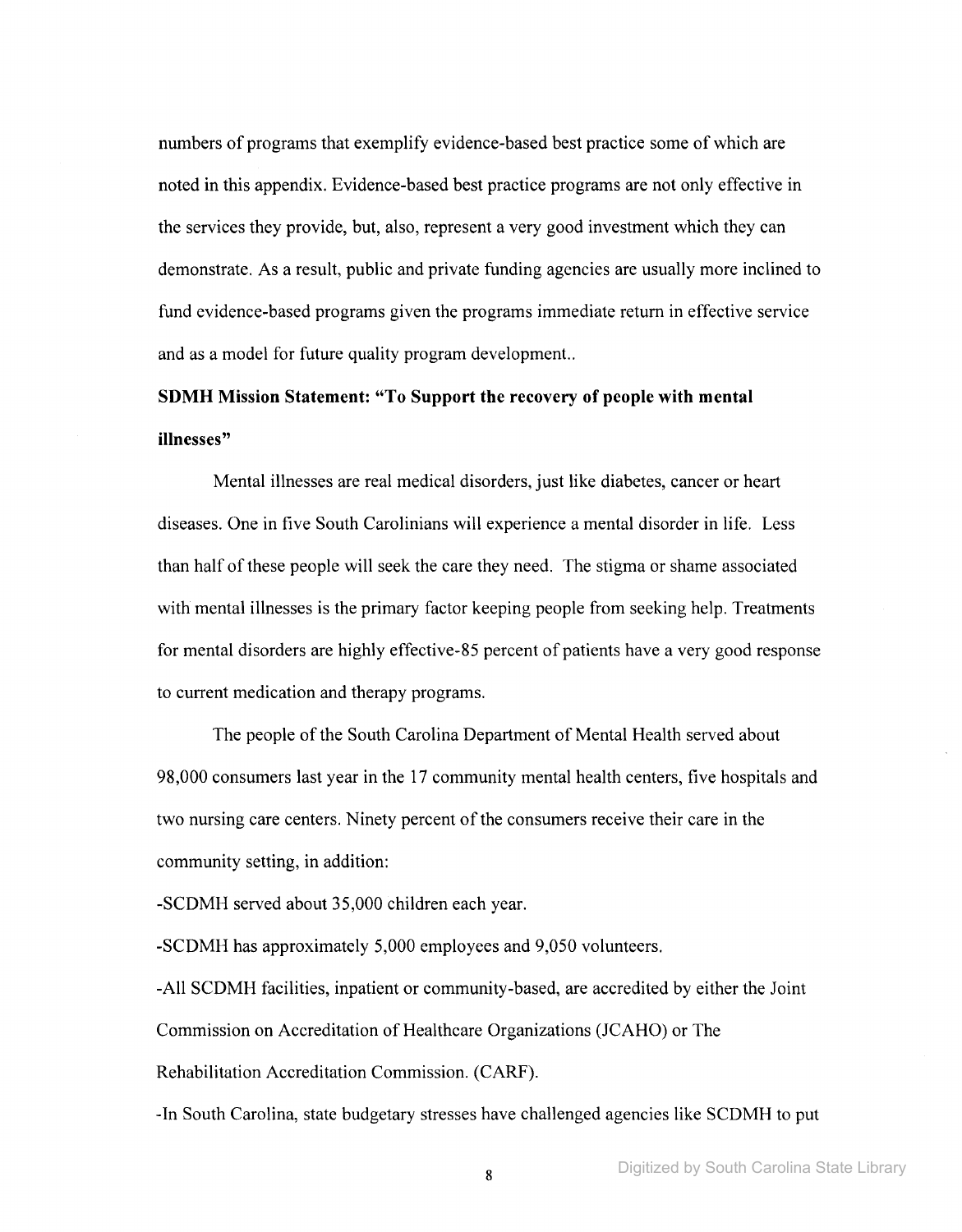numbers of programs that exemplify evidence-based best practice some of which are noted in this appendix. Evidence-based best practice programs are not only effective in the services they provide, but, also, represent a very good investment which they can demonstrate. As a result, public and private funding agencies are usually more inclined to fund evidence-based programs given the programs immediate return in effective service and as a model for future quality program development..

**SDMH Mission Statement: "To Support the recovery of people with mental illnesses"**

Mental illnesses are real medical disorders, just like diabetes, cancer or heart diseases. One in five South Carolinians will experience a mental disorder in life. Less than half of these people will seek the care they need. The stigma or shame associated with mental illnesses is the primary factor keeping people from seeking help. Treatments for mental disorders are highly effective-85 percent of patients have a very good response to current medication and therapy programs.

The people of the South Carolina Department of Mental Health served about 98,000 consumers last year in the 17 community mental health centers, five hospitals and two nursing care centers. Ninety percent of the consumers receive their care in the community setting, in addition:

-SCDMH served about 35,000 children each year.

-SCDMH has approximately 5,000 employees and 9,050 volunteers.

-All SCDMH facilities, inpatient or community-based, are accredited by either the Joint Commission on Accreditation of Healthcare Organizations (JCAHO) or The Rehabilitation Accreditation Commission. (CARF).

-In South Carolina, state budgetary stresses have challenged agencies like SCDMH to put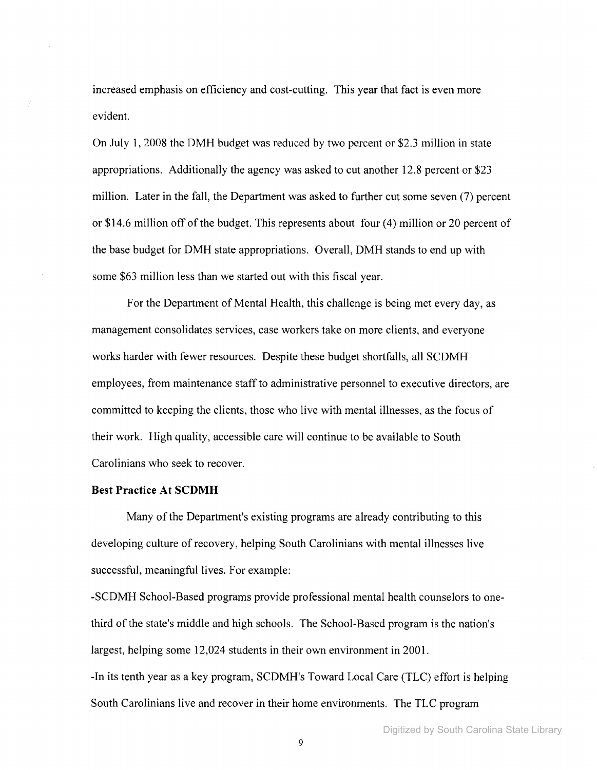increased emphasis on efficiency and cost-cutting. This year that fact is even more evident.

On July 1, 2008 the DMH budget was reduced by two percent or $2.3 million in state appropriations. Additionally the agency was asked to cut another 12.8 percent or $23 million. Later in the fall, the Department was asked to further cut some seven (7) percent or $14.6 million off of the budget. This represents about four (4) million or 20 percent of the base budget for DMH state appropriations. Overall, DMH stands to end up with some $63 million less than we started out with this fiscal year.

For the Department of Mental Health, this challenge is being met every day, as management consolidates services, case workers take on more clients, and everyone works harder with fewer resources. Despite these budget shortfalls, all SCDMH employees, from maintenance staff to administrative personnel to executive directors, are committed to keeping the clients, those who live with mental illnesses, as the focus of their work. High quality, accessible care will continue to be available to South Carolinians who seek to recover.

**Best Practice At SCDMH**

Many of the Department's existing programs are already contributing to this developing culture of recovery, helping South Carolinians with mental illnesses live successful, meaningful lives. For example:

-SCDMH School-Based programs provide professional mental health counselors to one-third of the state's middle and high schools. The School-Based program is the nation's largest, helping some 12,024 students in their own environment in 2001.

-In its tenth year as a key program, SCDMH's Toward Local Care (TLC) effort is helping South Carolinians live and recover in their home environments. The TLC program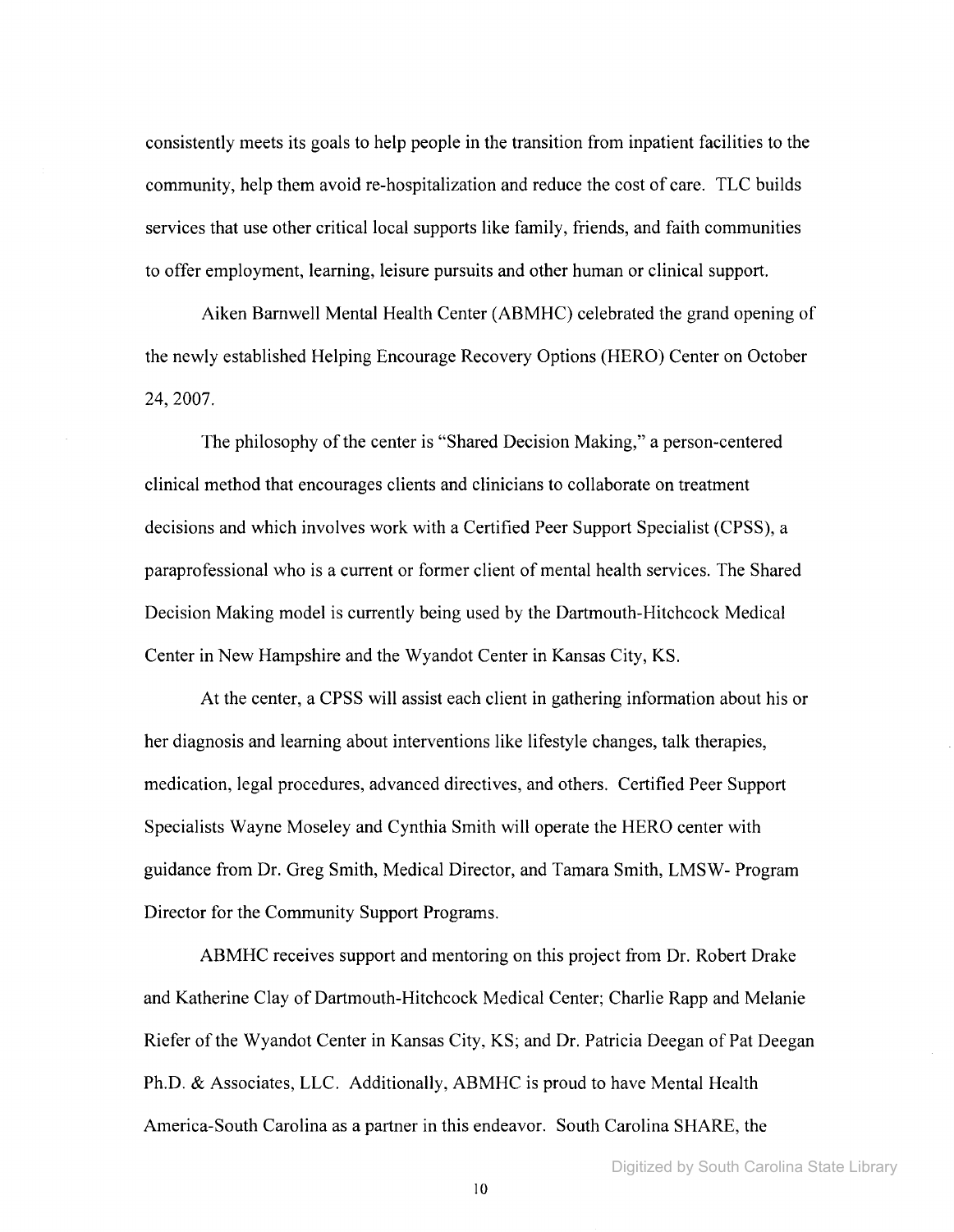consistently meets its goals to help people in the transition from inpatient facilities to the community, help them avoid re-hospitalization and reduce the cost of care. TLC builds services that use other critical local supports like family, friends, and faith communities to offer employment, learning, leisure pursuits and other human or clinical support.

Aiken Barnwell Mental Health Center (ABMHC) celebrated the grand opening of the newly established Helping Encourage Recovery Options (HERO) Center on October 24, 2007.

The philosophy of the center is "Shared Decision Making," a person-centered clinical method that encourages clients and clinicians to collaborate on treatment decisions and which involves work with a Certified Peer Support Specialist (CPSS), a paraprofessional who is a current or former client of mental health services. The Shared Decision Making model is currently being used by the Dartmouth-Hitchcock Medical Center in New Hampshire and the Wyandot Center in Kansas City, KS.

At the center, a CPSS will assist each client in gathering information about his or her diagnosis and learning about interventions like lifestyle changes, talk therapies, medication, legal procedures, advanced directives, and others. Certified Peer Support Specialists Wayne Moseley and Cynthia Smith will operate the HERO center with guidance from Dr. Greg Smith, Medical Director, and Tamara Smith, LMSW- Program Director for the Community Support Programs.

ABMHC receives support and mentoring on this project from Dr. Robert Drake and Katherine Clay of Dartmouth-Hitchcock Medical Center; Charlie Rapp and Melanie Riefer of the Wyandot Center in Kansas City, KS; and Dr. Patricia Deegan of Pat Deegan Ph.D. & Associates, LLC. Additionally, ABMHC is proud to have Mental Health America-South Carolina as a partner in this endeavor. South Carolina SHARE, the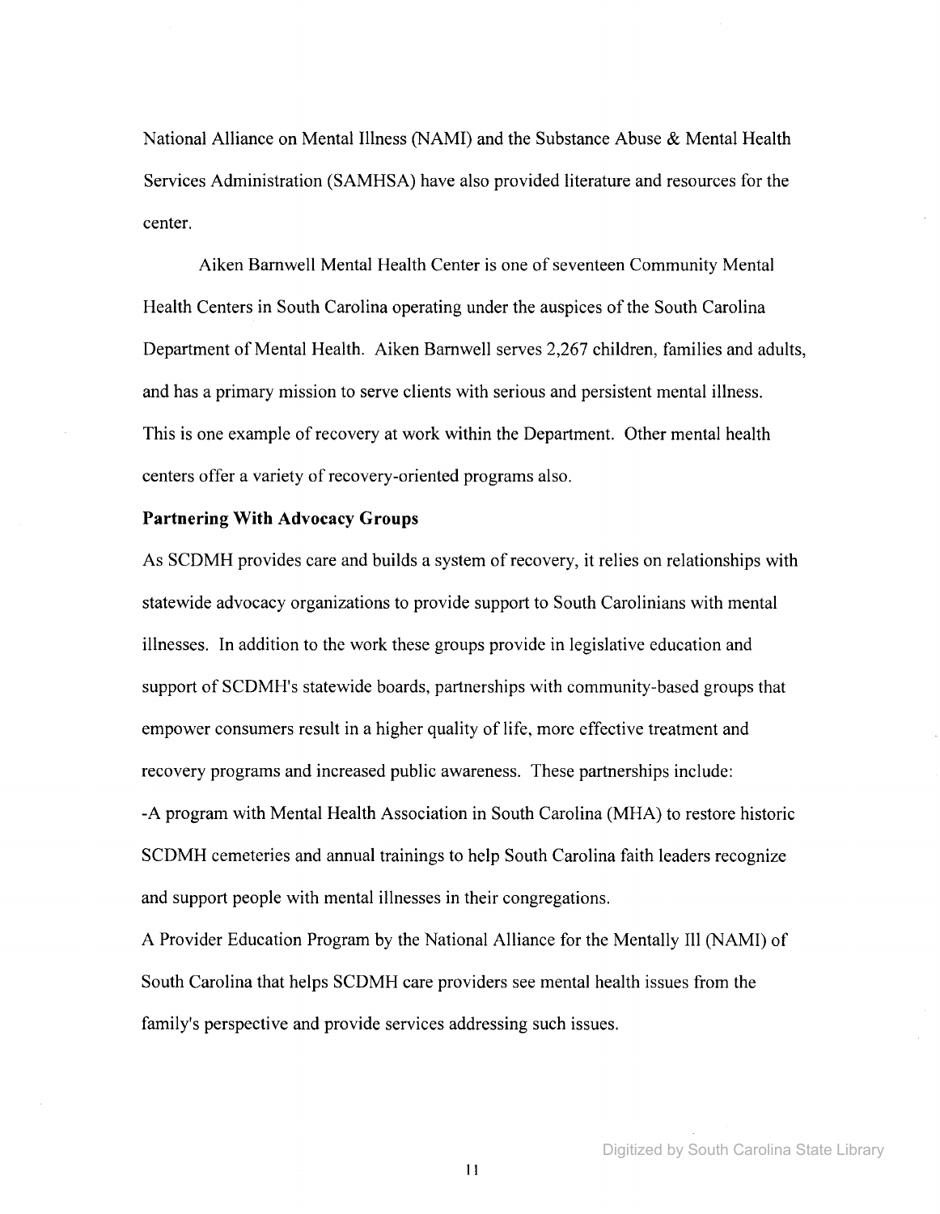National Alliance on Mental Illness (NAMI) and the Substance Abuse & Mental Health Services Administration (SAMHSA) have also provided literature and resources for the center.

Aiken Barnwell Mental Health Center is one of seventeen Community Mental Health Centers in South Carolina operating under the auspices of the South Carolina Department of Mental Health. Aiken Barnwell serves 2,267 children, families and adults, and has a primary mission to serve clients with serious and persistent mental illness. This is one example of recovery at work within the Department. Other mental health centers offer a variety of recovery-oriented programs also.

**Partnering With Advocacy Groups**

As SCDMH provides care and builds a system of recovery, it relies on relationships with statewide advocacy organizations to provide support to South Carolinians with mental illnesses. In addition to the work these groups provide in legislative education and support of SCDMH's statewide boards, partnerships with community-based groups that empower consumers result in a higher quality of life, more effective treatment and recovery programs and increased public awareness. These partnerships include:

-A program with Mental Health Association in South Carolina (MHA) to restore historic SCDMH cemeteries and annual trainings to help South Carolina faith leaders recognize and support people with mental illnesses in their congregations.

A Provider Education Program by the National Alliance for the Mentally Ill (NAMI) of South Carolina that helps SCDMH care providers see mental health issues from the family's perspective and provide services addressing such issues.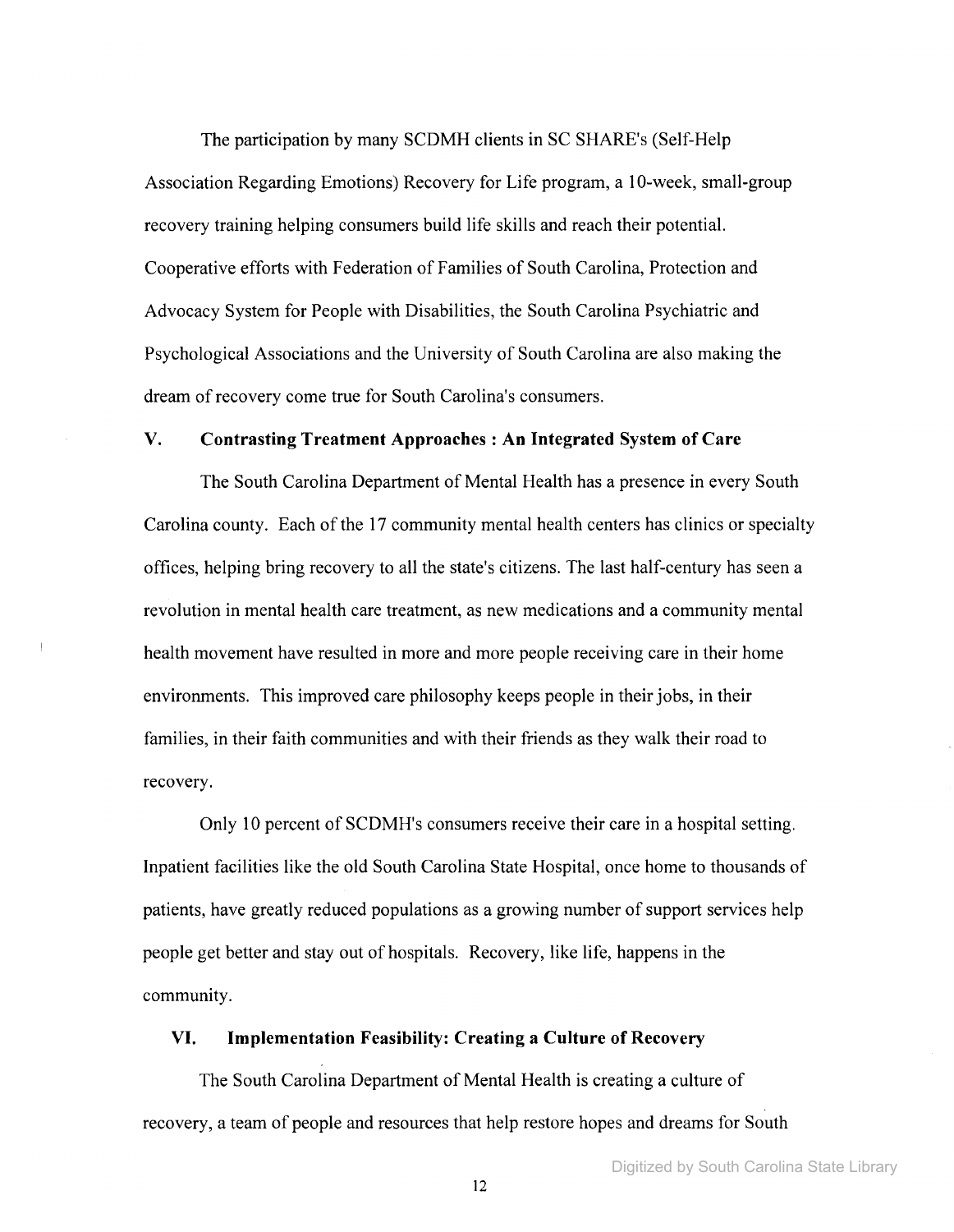The participation by many SCDMH clients in SC SHARE's (Self-Help Association Regarding Emotions) Recovery for Life program, a 10-week, small-group recovery training helping consumers build life skills and reach their potential. Cooperative efforts with Federation of Families of South Carolina, Protection and Advocacy System for People with Disabilities, the South Carolina Psychiatric and Psychological Associations and the University of South Carolina are also making the dream of recovery come true for South Carolina's consumers.

## V. Contrasting Treatment Approaches : An Integrated System of Care

The South Carolina Department of Mental Health has a presence in every South Carolina county. Each of the 17 community mental health centers has clinics or specialty offices, helping bring recovery to all the state's citizens. The last half-century has seen a revolution in mental health care treatment, as new medications and a community mental health movement have resulted in more and more people receiving care in their home environments. This improved care philosophy keeps people in their jobs, in their families, in their faith communities and with their friends as they walk their road to recovery.

Only 10 percent of SCDMH's consumers receive their care in a hospital setting. Inpatient facilities like the old South Carolina State Hospital, once home to thousands of patients, have greatly reduced populations as a growing number of support services help people get better and stay out of hospitals. Recovery, like life, happens in the community.

## VI. Implementation Feasibility: Creating a Culture of Recovery

The South Carolina Department of Mental Health is creating a culture of recovery, a team of people and resources that help restore hopes and dreams for South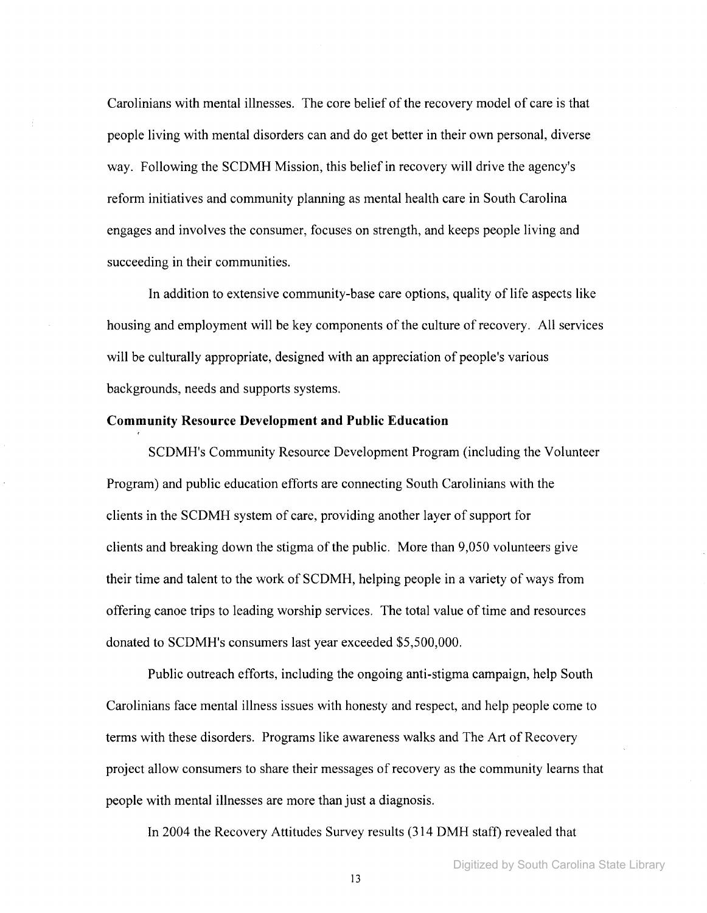Carolinians with mental illnesses. The core belief of the recovery model of care is that people living with mental disorders can and do get better in their own personal, diverse way. Following the SCDMH Mission, this belief in recovery will drive the agency's reform initiatives and community planning as mental health care in South Carolina engages and involves the consumer, focuses on strength, and keeps people living and succeeding in their communities.

In addition to extensive community-base care options, quality of life aspects like housing and employment will be key components of the culture of recovery. All services will be culturally appropriate, designed with an appreciation of people's various backgrounds, needs and supports systems.

**Community Resource Development and Public Education**

SCDMH's Community Resource Development Program (including the Volunteer Program) and public education efforts are connecting South Carolinians with the clients in the SCDMH system of care, providing another layer of support for clients and breaking down the stigma of the public. More than 9,050 volunteers give their time and talent to the work of SCDMH, helping people in a variety of ways from offering canoe trips to leading worship services. The total value of time and resources donated to SCDMH's consumers last year exceeded $5,500,000.

Public outreach efforts, including the ongoing anti-stigma campaign, help South Carolinians face mental illness issues with honesty and respect, and help people come to terms with these disorders. Programs like awareness walks and The Art of Recovery project allow consumers to share their messages of recovery as the community learns that people with mental illnesses are more than just a diagnosis.

In 2004 the Recovery Attitudes Survey results (314 DMH staff) revealed that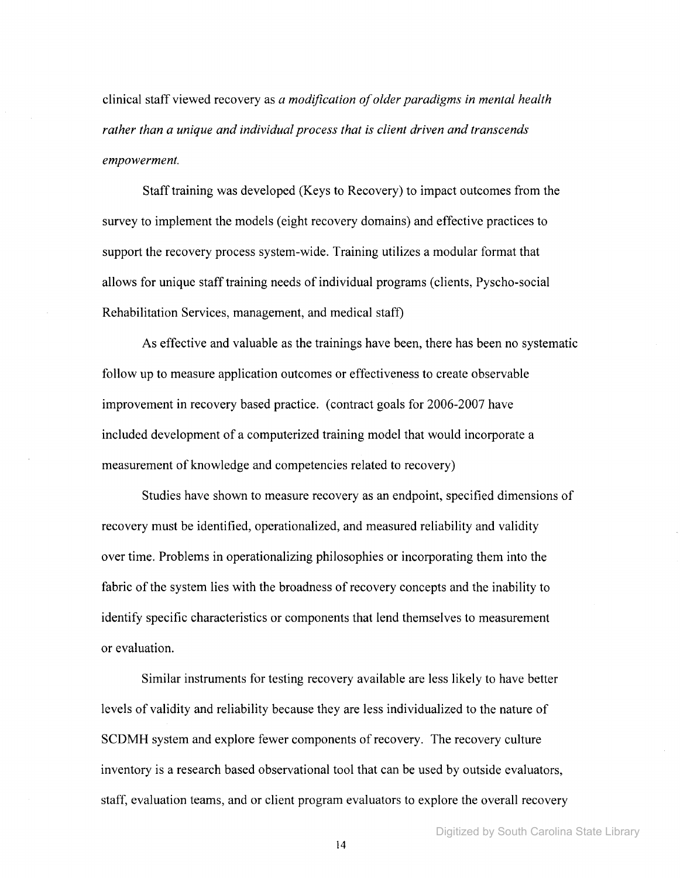clinical staff viewed recovery as *a modification of older paradigms in mental health rather than a unique and individual process that is client driven and transcends empowerment.*

Staff training was developed (Keys to Recovery) to impact outcomes from the survey to implement the models (eight recovery domains) and effective practices to support the recovery process system-wide. Training utilizes a modular format that allows for unique staff training needs of individual programs (clients, Pyscho-social Rehabilitation Services, management, and medical staff)

As effective and valuable as the trainings have been, there has been no systematic follow up to measure application outcomes or effectiveness to create observable improvement in recovery based practice. (contract goals for 2006-2007 have included development of a computerized training model that would incorporate a measurement of knowledge and competencies related to recovery)

Studies have shown to measure recovery as an endpoint, specified dimensions of recovery must be identified, operationalized, and measured reliability and validity over time. Problems in operationalizing philosophies or incorporating them into the fabric of the system lies with the broadness of recovery concepts and the inability to identify specific characteristics or components that lend themselves to measurement or evaluation.

Similar instruments for testing recovery available are less likely to have better levels of validity and reliability because they are less individualized to the nature of SCDMH system and explore fewer components of recovery. The recovery culture inventory is a research based observational tool that can be used by outside evaluators, staff, evaluation teams, and or client program evaluators to explore the overall recovery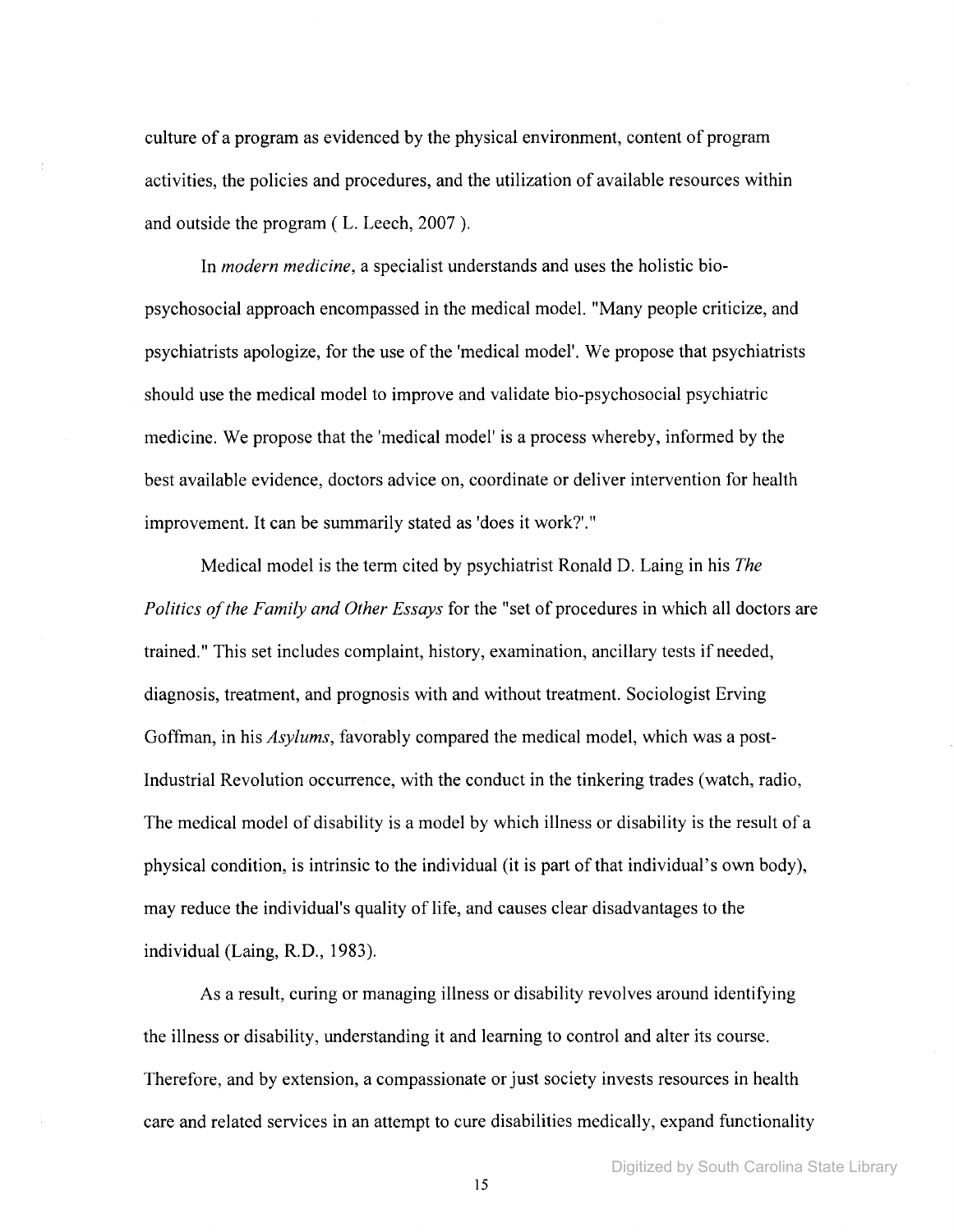culture of a program as evidenced by the physical environment, content of program activities, the policies and procedures, and the utilization of available resources within and outside the program ( L. Leech, 2007 ).

In *modern medicine*, a specialist understands and uses the holistic bio-psychosocial approach encompassed in the medical model. "Many people criticize, and psychiatrists apologize, for the use of the 'medical model'. We propose that psychiatrists should use the medical model to improve and validate bio-psychosocial psychiatric medicine. We propose that the 'medical model' is a process whereby, informed by the best available evidence, doctors advice on, coordinate or deliver intervention for health improvement. It can be summarily stated as 'does it work?'."

Medical model is the term cited by psychiatrist Ronald D. Laing in his *The Politics of the Family and Other Essays* for the "set of procedures in which all doctors are trained." This set includes complaint, history, examination, ancillary tests if needed, diagnosis, treatment, and prognosis with and without treatment. Sociologist Erving Goffman, in his *Asylums*, favorably compared the medical model, which was a post-Industrial Revolution occurrence, with the conduct in the tinkering trades (watch, radio, The medical model of disability is a model by which illness or disability is the result of a physical condition, is intrinsic to the individual (it is part of that individual's own body), may reduce the individual's quality of life, and causes clear disadvantages to the individual (Laing, R.D., 1983).

As a result, curing or managing illness or disability revolves around identifying the illness or disability, understanding it and learning to control and alter its course. Therefore, and by extension, a compassionate or just society invests resources in health care and related services in an attempt to cure disabilities medically, expand functionality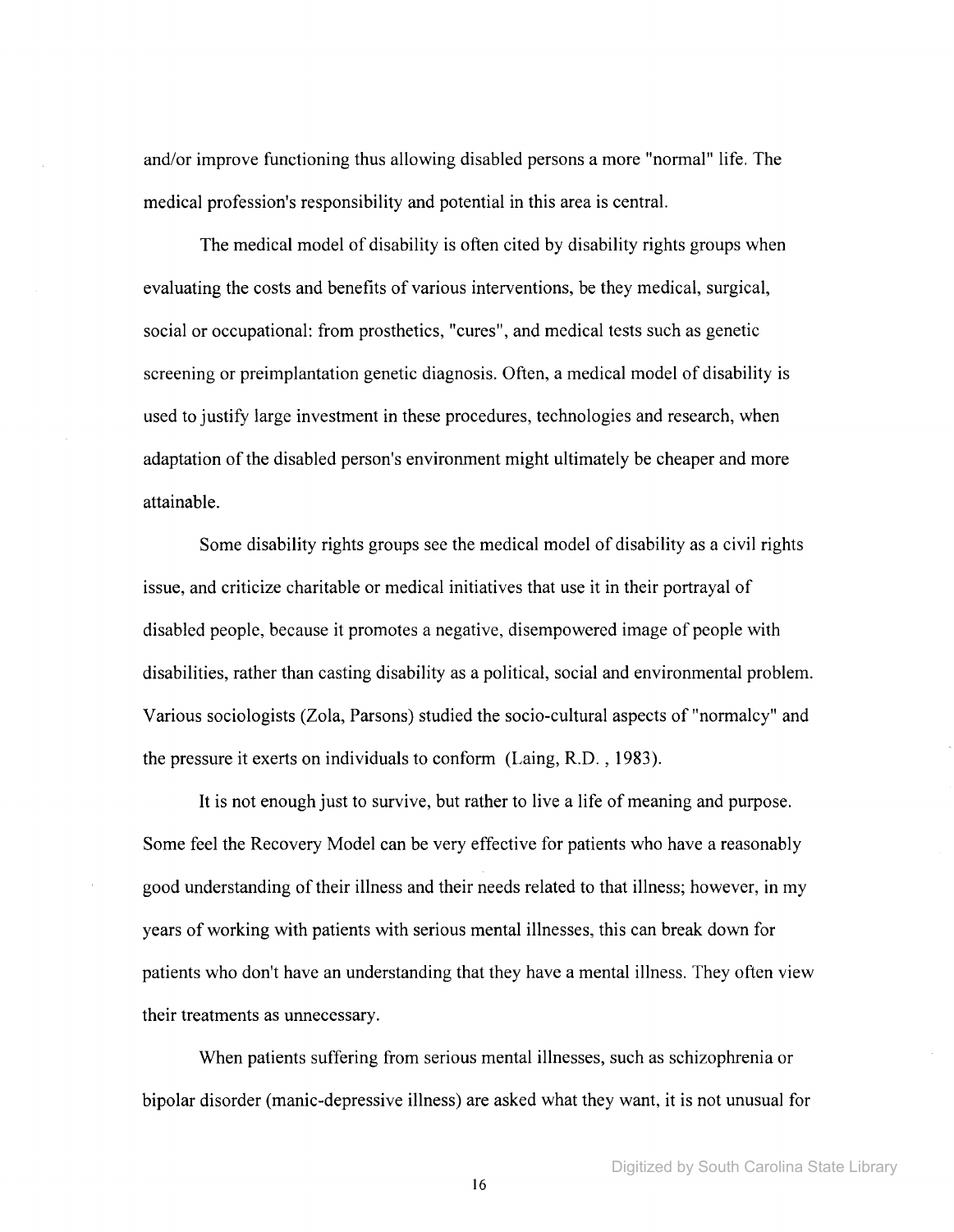and/or improve functioning thus allowing disabled persons a more "normal" life. The medical profession's responsibility and potential in this area is central.

The medical model of disability is often cited by disability rights groups when evaluating the costs and benefits of various interventions, be they medical, surgical, social or occupational: from prosthetics, "cures", and medical tests such as genetic screening or preimplantation genetic diagnosis. Often, a medical model of disability is used to justify large investment in these procedures, technologies and research, when adaptation of the disabled person's environment might ultimately be cheaper and more attainable.

Some disability rights groups see the medical model of disability as a civil rights issue, and criticize charitable or medical initiatives that use it in their portrayal of disabled people, because it promotes a negative, disempowered image of people with disabilities, rather than casting disability as a political, social and environmental problem. Various sociologists (Zola, Parsons) studied the socio-cultural aspects of "normalcy" and the pressure it exerts on individuals to conform (Laing, R.D. , 1983).

It is not enough just to survive, but rather to live a life of meaning and purpose. Some feel the Recovery Model can be very effective for patients who have a reasonably good understanding of their illness and their needs related to that illness; however, in my years of working with patients with serious mental illnesses, this can break down for patients who don't have an understanding that they have a mental illness. They often view their treatments as unnecessary.

When patients suffering from serious mental illnesses, such as schizophrenia or bipolar disorder (manic-depressive illness) are asked what they want, it is not unusual for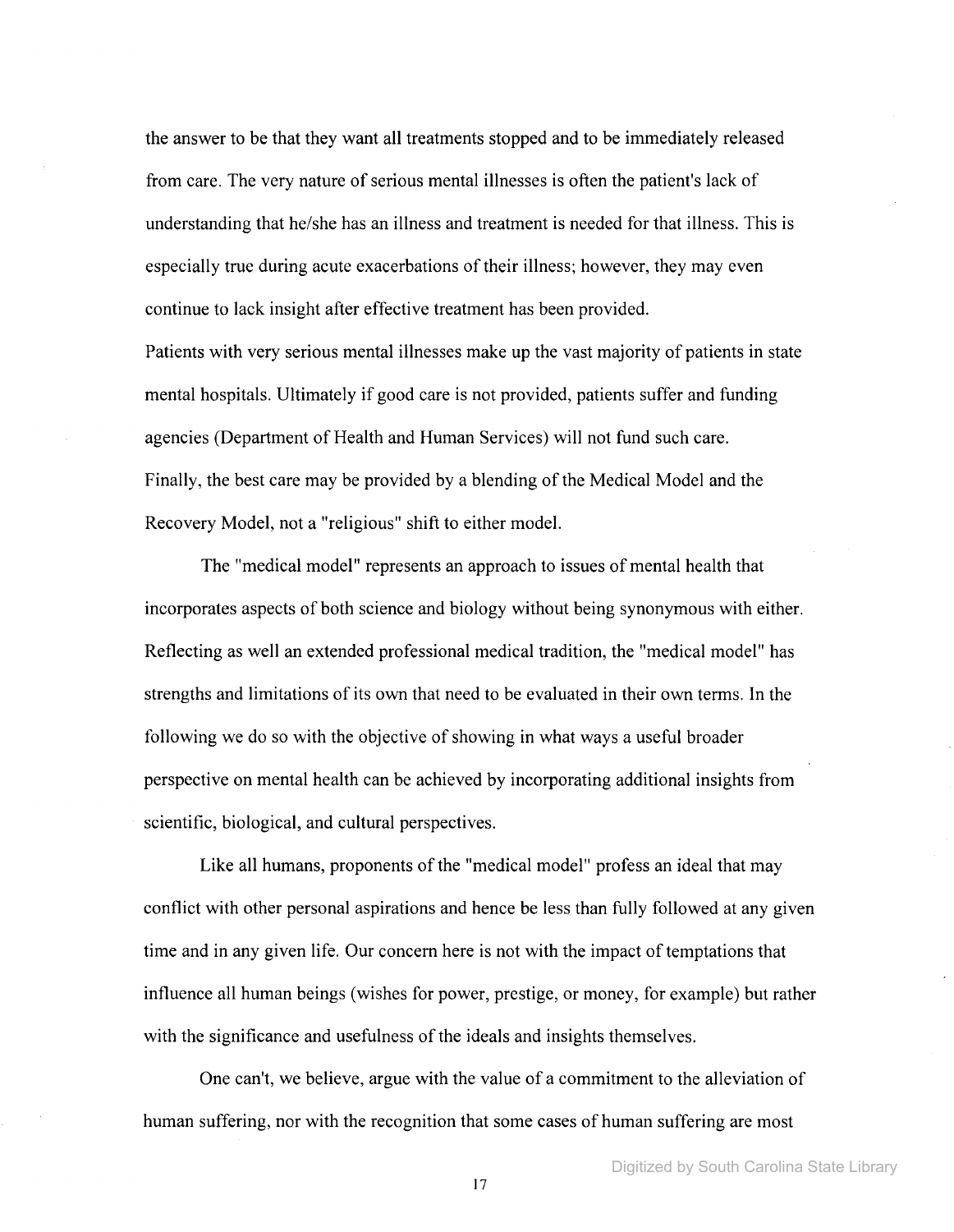the answer to be that they want all treatments stopped and to be immediately released from care. The very nature of serious mental illnesses is often the patient's lack of understanding that he/she has an illness and treatment is needed for that illness. This is especially true during acute exacerbations of their illness; however, they may even continue to lack insight after effective treatment has been provided.

Patients with very serious mental illnesses make up the vast majority of patients in state mental hospitals. Ultimately if good care is not provided, patients suffer and funding agencies (Department of Health and Human Services) will not fund such care.

Finally, the best care may be provided by a blending of the Medical Model and the Recovery Model, not a "religious" shift to either model.

The "medical model" represents an approach to issues of mental health that incorporates aspects of both science and biology without being synonymous with either. Reflecting as well an extended professional medical tradition, the "medical model" has strengths and limitations of its own that need to be evaluated in their own terms. In the following we do so with the objective of showing in what ways a useful broader perspective on mental health can be achieved by incorporating additional insights from scientific, biological, and cultural perspectives.

Like all humans, proponents of the "medical model" profess an ideal that may conflict with other personal aspirations and hence be less than fully followed at any given time and in any given life. Our concern here is not with the impact of temptations that influence all human beings (wishes for power, prestige, or money, for example) but rather with the significance and usefulness of the ideals and insights themselves.

One can't, we believe, argue with the value of a commitment to the alleviation of human suffering, nor with the recognition that some cases of human suffering are most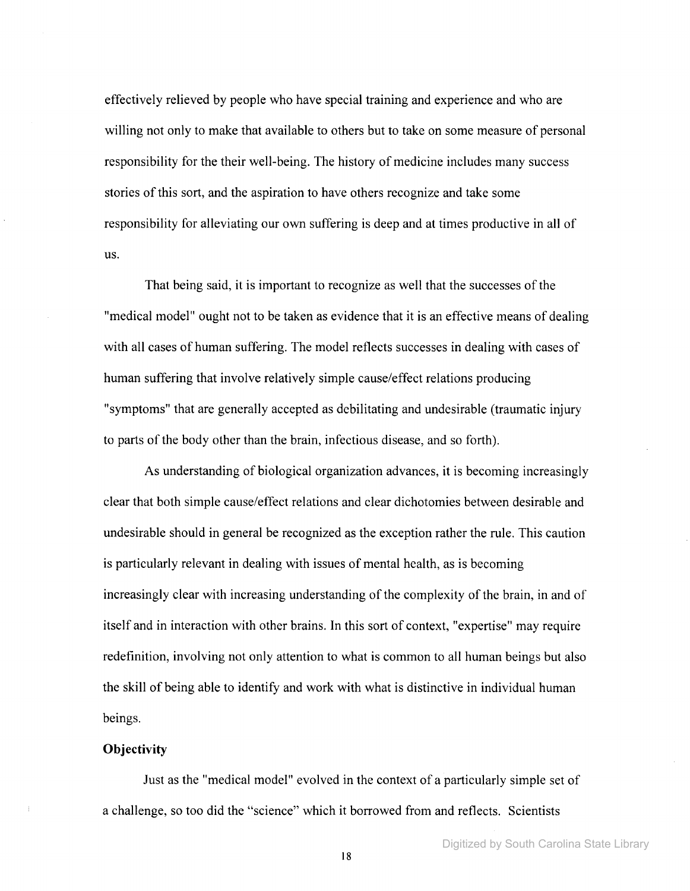effectively relieved by people who have special training and experience and who are willing not only to make that available to others but to take on some measure of personal responsibility for the their well-being. The history of medicine includes many success stories of this sort, and the aspiration to have others recognize and take some responsibility for alleviating our own suffering is deep and at times productive in all of us.

That being said, it is important to recognize as well that the successes of the "medical model" ought not to be taken as evidence that it is an effective means of dealing with all cases of human suffering. The model reflects successes in dealing with cases of human suffering that involve relatively simple cause/effect relations producing "symptoms" that are generally accepted as debilitating and undesirable (traumatic injury to parts of the body other than the brain, infectious disease, and so forth).

As understanding of biological organization advances, it is becoming increasingly clear that both simple cause/effect relations and clear dichotomies between desirable and undesirable should in general be recognized as the exception rather the rule. This caution is particularly relevant in dealing with issues of mental health, as is becoming increasingly clear with increasing understanding of the complexity of the brain, in and of itself and in interaction with other brains. In this sort of context, "expertise" may require redefinition, involving not only attention to what is common to all human beings but also the skill of being able to identify and work with what is distinctive in individual human beings.

**Objectivity**

Just as the "medical model" evolved in the context of a particularly simple set of a challenge, so too did the "science" which it borrowed from and reflects. Scientists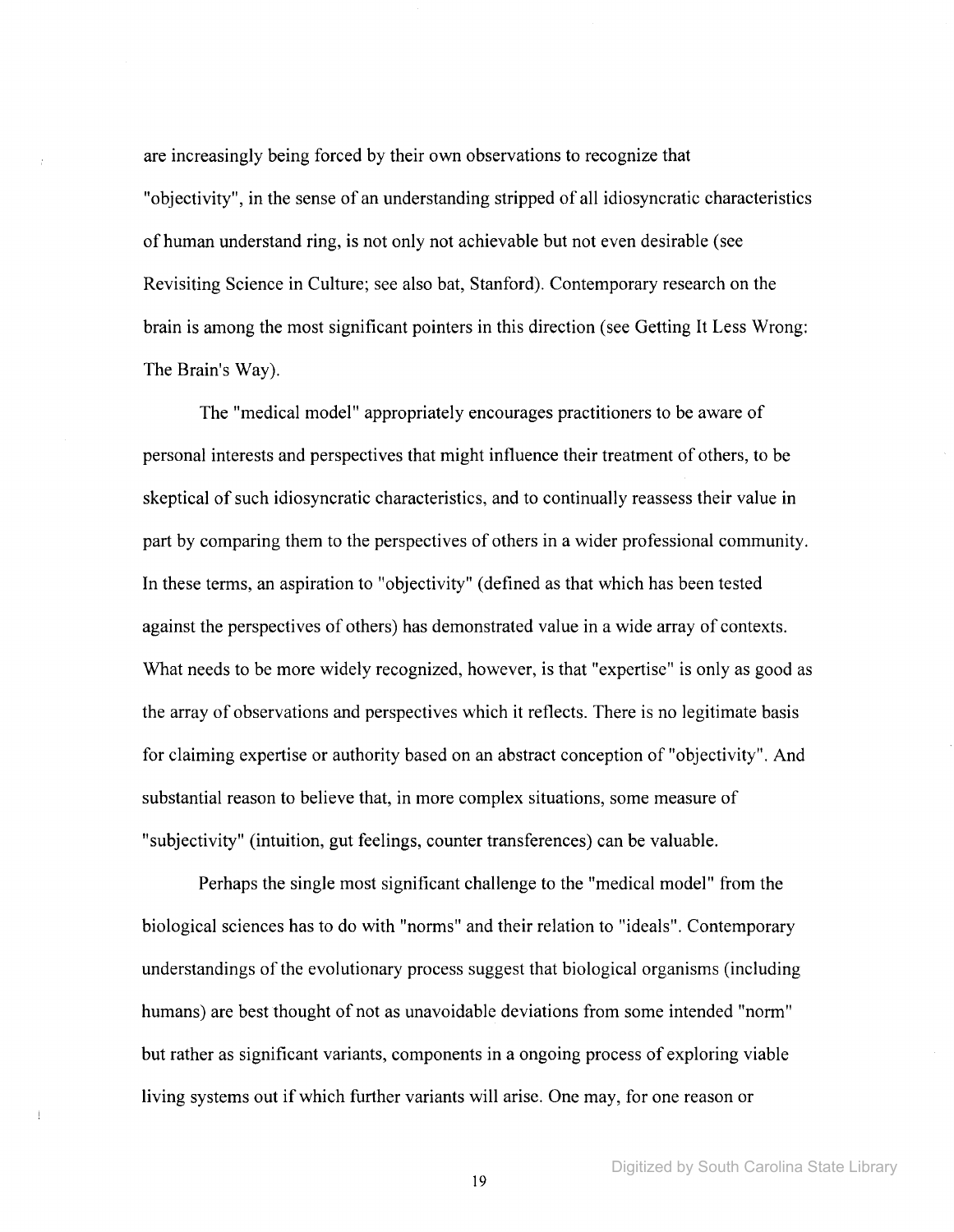are increasingly being forced by their own observations to recognize that "objectivity", in the sense of an understanding stripped of all idiosyncratic characteristics of human understand ring, is not only not achievable but not even desirable (see Revisiting Science in Culture; see also bat, Stanford). Contemporary research on the brain is among the most significant pointers in this direction (see Getting It Less Wrong: The Brain's Way).

The "medical model" appropriately encourages practitioners to be aware of personal interests and perspectives that might influence their treatment of others, to be skeptical of such idiosyncratic characteristics, and to continually reassess their value in part by comparing them to the perspectives of others in a wider professional community. In these terms, an aspiration to "objectivity" (defined as that which has been tested against the perspectives of others) has demonstrated value in a wide array of contexts. What needs to be more widely recognized, however, is that "expertise" is only as good as the array of observations and perspectives which it reflects. There is no legitimate basis for claiming expertise or authority based on an abstract conception of "objectivity". And substantial reason to believe that, in more complex situations, some measure of "subjectivity" (intuition, gut feelings, counter transferences) can be valuable.

Perhaps the single most significant challenge to the "medical model" from the biological sciences has to do with "norms" and their relation to "ideals". Contemporary understandings of the evolutionary process suggest that biological organisms (including humans) are best thought of not as unavoidable deviations from some intended "norm" but rather as significant variants, components in a ongoing process of exploring viable living systems out if which further variants will arise. One may, for one reason or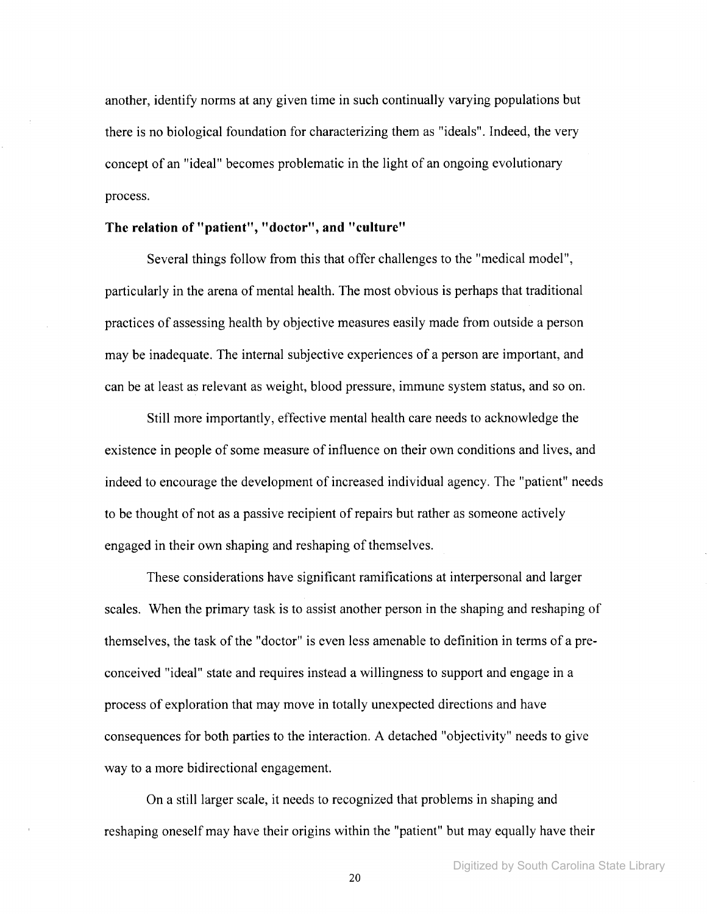another, identify norms at any given time in such continually varying populations but there is no biological foundation for characterizing them as "ideals". Indeed, the very concept of an "ideal" becomes problematic in the light of an ongoing evolutionary process.

**The relation of "patient", "doctor", and "culture"**

Several things follow from this that offer challenges to the "medical model", particularly in the arena of mental health. The most obvious is perhaps that traditional practices of assessing health by objective measures easily made from outside a person may be inadequate. The internal subjective experiences of a person are important, and can be at least as relevant as weight, blood pressure, immune system status, and so on.

Still more importantly, effective mental health care needs to acknowledge the existence in people of some measure of influence on their own conditions and lives, and indeed to encourage the development of increased individual agency. The "patient" needs to be thought of not as a passive recipient of repairs but rather as someone actively engaged in their own shaping and reshaping of themselves.

These considerations have significant ramifications at interpersonal and larger scales. When the primary task is to assist another person in the shaping and reshaping of themselves, the task of the "doctor" is even less amenable to definition in terms of a pre-conceived "ideal" state and requires instead a willingness to support and engage in a process of exploration that may move in totally unexpected directions and have consequences for both parties to the interaction. A detached "objectivity" needs to give way to a more bidirectional engagement.

On a still larger scale, it needs to recognized that problems in shaping and reshaping oneself may have their origins within the "patient" but may equally have their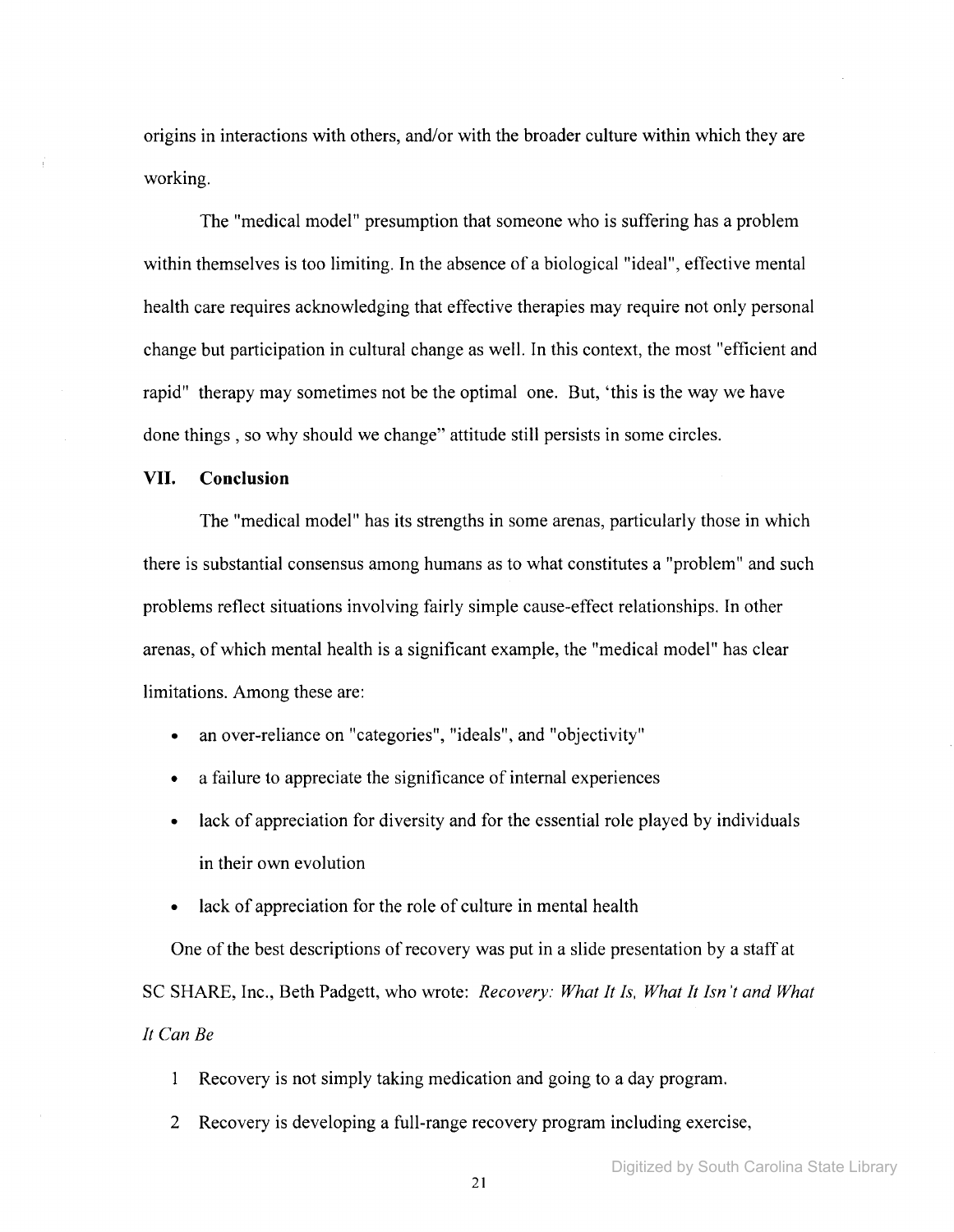origins in interactions with others, and/or with the broader culture within which they are working.

The "medical model" presumption that someone who is suffering has a problem within themselves is too limiting. In the absence of a biological "ideal", effective mental health care requires acknowledging that effective therapies may require not only personal change but participation in cultural change as well. In this context, the most "efficient and rapid" therapy may sometimes not be the optimal one. But, 'this is the way we have done things , so why should we change" attitude still persists in some circles.

## VII. Conclusion

The "medical model" has its strengths in some arenas, particularly those in which there is substantial consensus among humans as to what constitutes a "problem" and such problems reflect situations involving fairly simple cause-effect relationships. In other arenas, of which mental health is a significant example, the "medical model" has clear limitations. Among these are:

- an over-reliance on "categories", "ideals", and "objectivity"
- a failure to appreciate the significance of internal experiences
- lack of appreciation for diversity and for the essential role played by individuals in their own evolution
- lack of appreciation for the role of culture in mental health

One of the best descriptions of recovery was put in a slide presentation by a staff at SC SHARE, Inc., Beth Padgett, who wrote: *Recovery: What It Is, What It Isn't and What It Can Be*

1 Recovery is not simply taking medication and going to a day program.

2 Recovery is developing a full-range recovery program including exercise,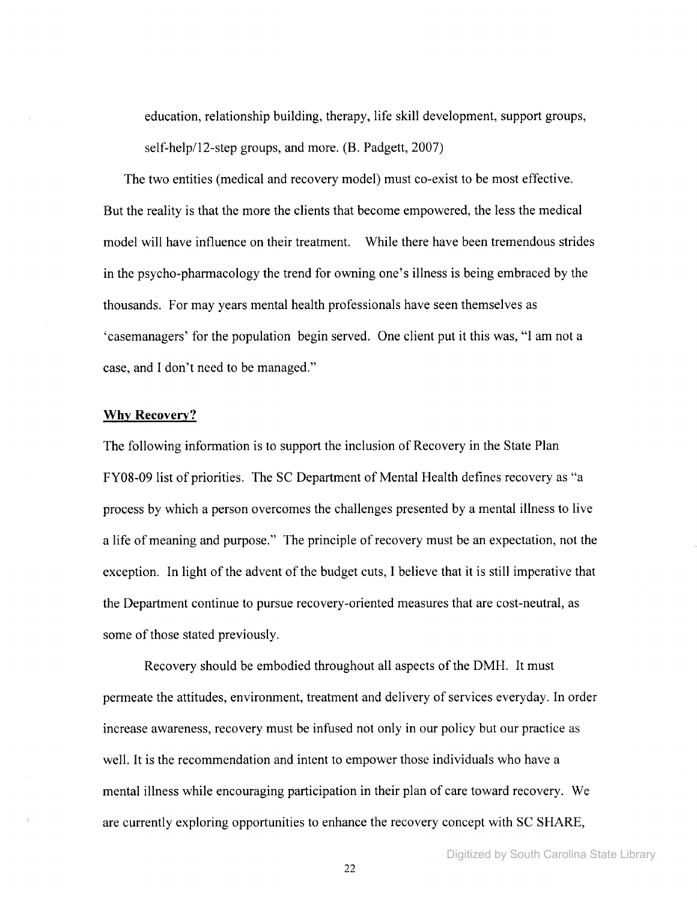education, relationship building, therapy, life skill development, support groups, self-help/12-step groups, and more. (B. Padgett, 2007)

The two entities (medical and recovery model) must co-exist to be most effective. But the reality is that the more the clients that become empowered, the less the medical model will have influence on their treatment. While there have been tremendous strides in the psycho-pharmacology the trend for owning one's illness is being embraced by the thousands. For may years mental health professionals have seen themselves as 'casemanagers' for the population begin served. One client put it this was, "I am not a case, and I don't need to be managed."

**Why Recovery?**

The following information is to support the inclusion of Recovery in the State Plan FY08-09 list of priorities. The SC Department of Mental Health defines recovery as "a process by which a person overcomes the challenges presented by a mental illness to live a life of meaning and purpose." The principle of recovery must be an expectation, not the exception. In light of the advent of the budget cuts, I believe that it is still imperative that the Department continue to pursue recovery-oriented measures that are cost-neutral, as some of those stated previously.

Recovery should be embodied throughout all aspects of the DMH. It must permeate the attitudes, environment, treatment and delivery of services everyday. In order increase awareness, recovery must be infused not only in our policy but our practice as well. It is the recommendation and intent to empower those individuals who have a mental illness while encouraging participation in their plan of care toward recovery. We are currently exploring opportunities to enhance the recovery concept with SC SHARE,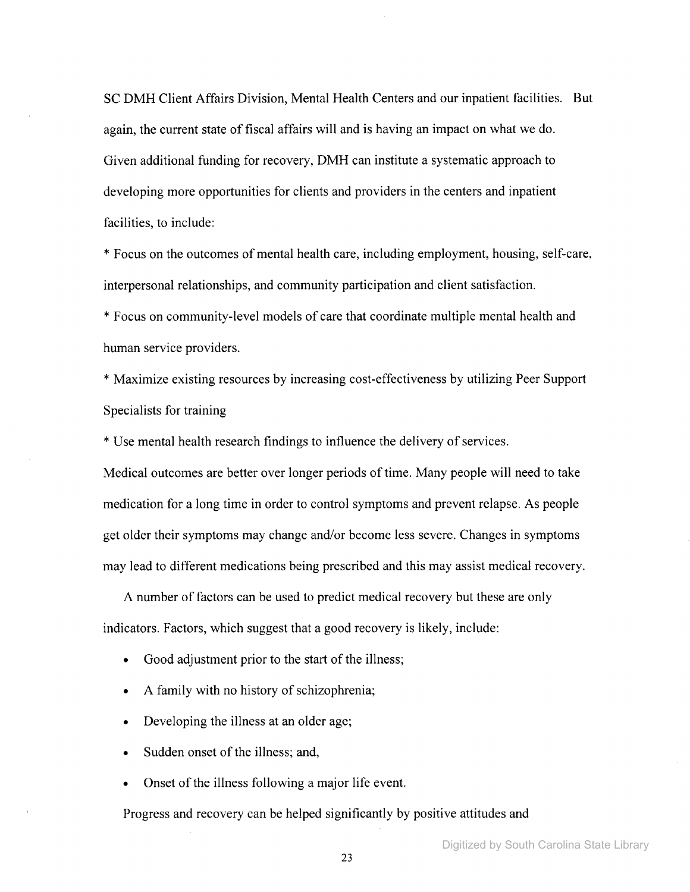SC DMH Client Affairs Division, Mental Health Centers and our inpatient facilities. But again, the current state of fiscal affairs will and is having an impact on what we do. Given additional funding for recovery, DMH can institute a systematic approach to developing more opportunities for clients and providers in the centers and inpatient facilities, to include:

* Focus on the outcomes of mental health care, including employment, housing, self-care, interpersonal relationships, and community participation and client satisfaction.

* Focus on community-level models of care that coordinate multiple mental health and human service providers.

* Maximize existing resources by increasing cost-effectiveness by utilizing Peer Support Specialists for training

* Use mental health research findings to influence the delivery of services.

Medical outcomes are better over longer periods of time. Many people will need to take medication for a long time in order to control symptoms and prevent relapse. As people get older their symptoms may change and/or become less severe. Changes in symptoms may lead to different medications being prescribed and this may assist medical recovery.

A number of factors can be used to predict medical recovery but these are only indicators. Factors, which suggest that a good recovery is likely, include:

- Good adjustment prior to the start of the illness;
- A family with no history of schizophrenia;
- Developing the illness at an older age;
- Sudden onset of the illness; and,
- Onset of the illness following a major life event.

Progress and recovery can be helped significantly by positive attitudes and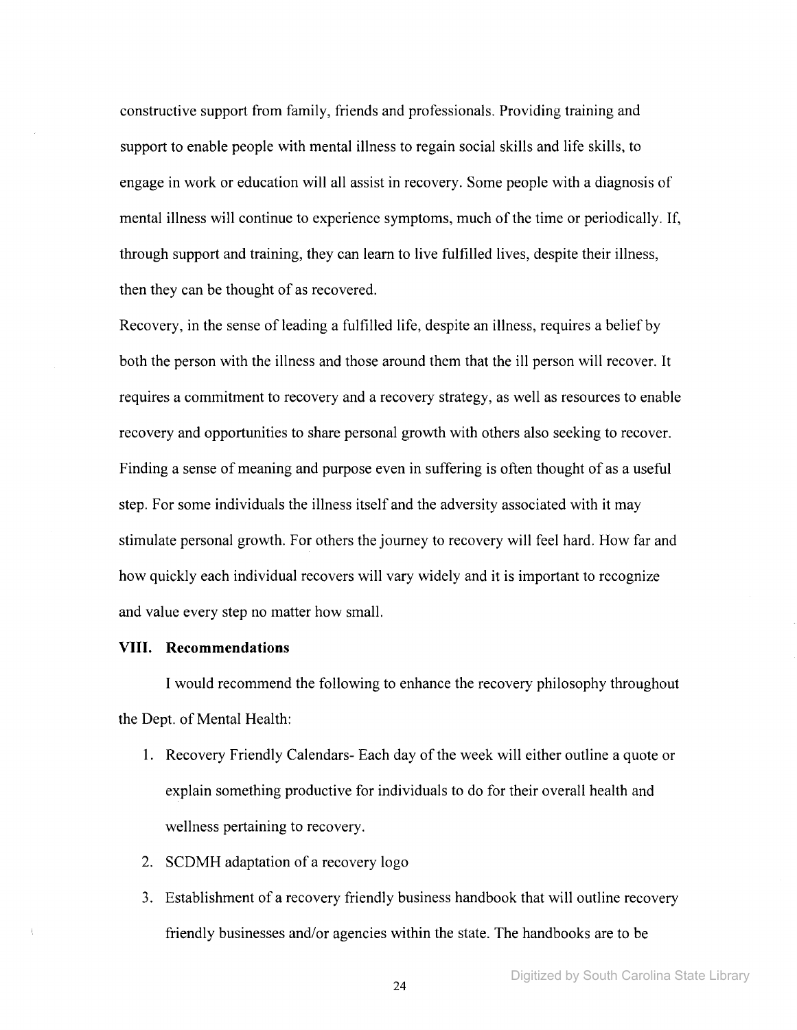constructive support from family, friends and professionals. Providing training and support to enable people with mental illness to regain social skills and life skills, to engage in work or education will all assist in recovery. Some people with a diagnosis of mental illness will continue to experience symptoms, much of the time or periodically. If, through support and training, they can learn to live fulfilled lives, despite their illness, then they can be thought of as recovered.

Recovery, in the sense of leading a fulfilled life, despite an illness, requires a belief by both the person with the illness and those around them that the ill person will recover. It requires a commitment to recovery and a recovery strategy, as well as resources to enable recovery and opportunities to share personal growth with others also seeking to recover. Finding a sense of meaning and purpose even in suffering is often thought of as a useful step. For some individuals the illness itself and the adversity associated with it may stimulate personal growth. For others the journey to recovery will feel hard. How far and how quickly each individual recovers will vary widely and it is important to recognize and value every step no matter how small.

## VIII. Recommendations

I would recommend the following to enhance the recovery philosophy throughout the Dept. of Mental Health:

1. Recovery Friendly Calendars- Each day of the week will either outline a quote or explain something productive for individuals to do for their overall health and wellness pertaining to recovery.
2. SCDMH adaptation of a recovery logo
3. Establishment of a recovery friendly business handbook that will outline recovery friendly businesses and/or agencies within the state. The handbooks are to be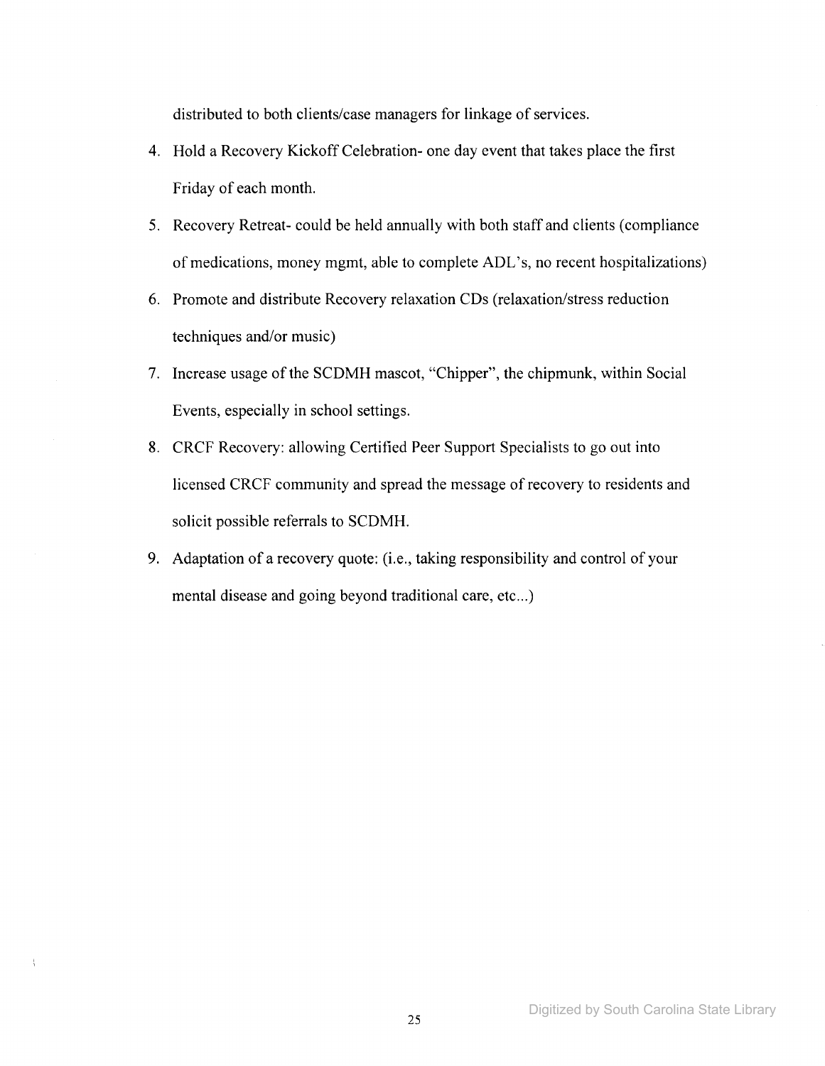distributed to both clients/case managers for linkage of services.

4. Hold a Recovery Kickoff Celebration- one day event that takes place the first Friday of each month.
5. Recovery Retreat- could be held annually with both staff and clients (compliance of medications, money mgmt, able to complete ADL's, no recent hospitalizations)
6. Promote and distribute Recovery relaxation CDs (relaxation/stress reduction techniques and/or music)
7. Increase usage of the SCDMH mascot, "Chipper", the chipmunk, within Social Events, especially in school settings.
8. CRCF Recovery: allowing Certified Peer Support Specialists to go out into licensed CRCF community and spread the message of recovery to residents and solicit possible referrals to SCDMH.
9. Adaptation of a recovery quote: (i.e., taking responsibility and control of your mental disease and going beyond traditional care, etc...)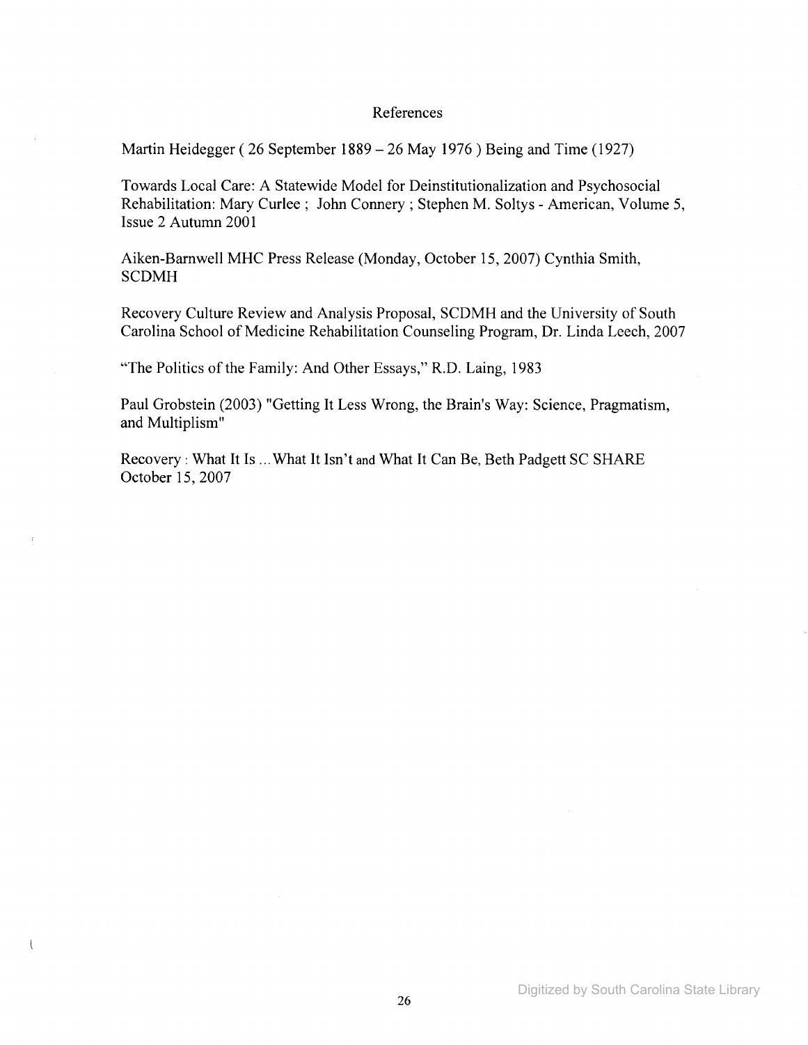# References

Martin Heidegger ( 26 September 1889 – 26 May 1976 ) Being and Time (1927)

Towards Local Care: A Statewide Model for Deinstitutionalization and Psychosocial Rehabilitation: Mary Curlee ; John Connery ; Stephen M. Soltys - American, Volume 5, Issue 2 Autumn 2001

Aiken-Barnwell MHC Press Release (Monday, October 15, 2007) Cynthia Smith, SCDMH

Recovery Culture Review and Analysis Proposal, SCDMH and the University of South Carolina School of Medicine Rehabilitation Counseling Program, Dr. Linda Leech, 2007

"The Politics of the Family: And Other Essays," R.D. Laing, 1983

Paul Grobstein (2003) "Getting It Less Wrong, the Brain's Way: Science, Pragmatism, and Multiplism"

Recovery : What It Is ... What It Isn't and What It Can Be, Beth Padgett SC SHARE October 15, 2007